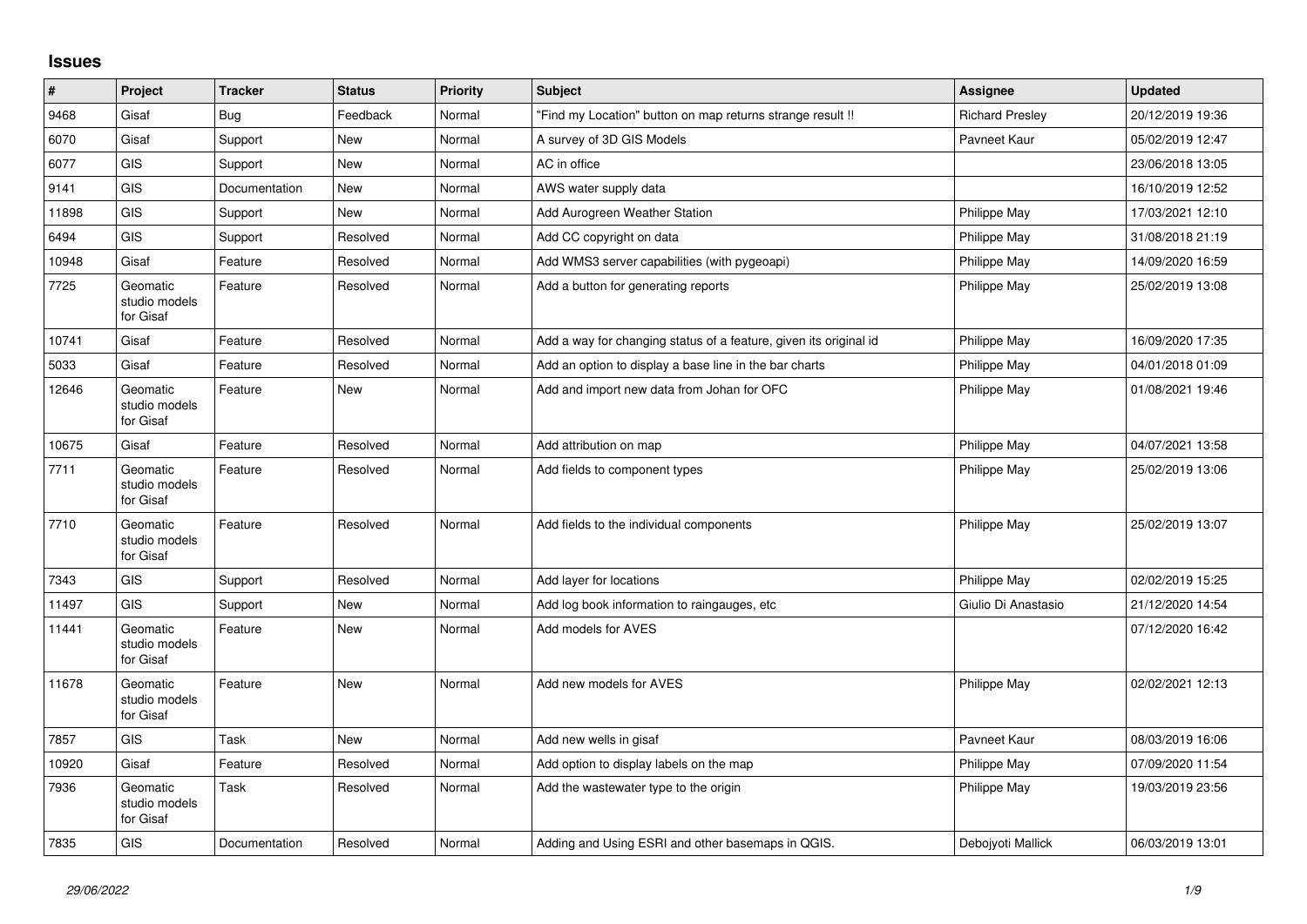## Issues

| # | Project | Tracker | Status | Priority | Subject | Assignee | Updated |
|---|---|---|---|---|---|---|---|
| 9468 | Gisaf | Bug | Feedback | Normal | "Find my Location" button on map returns strange result !! | Richard Presley | 20/12/2019 19:36 |
| 6070 | Gisaf | Support | New | Normal | A survey of 3D GIS Models | Pavneet Kaur | 05/02/2019 12:47 |
| 6077 | GIS | Support | New | Normal | AC in office | | 23/06/2018 13:05 |
| 9141 | GIS | Documentation | New | Normal | AWS water supply data | | 16/10/2019 12:52 |
| 11898 | GIS | Support | New | Normal | Add Aurogreen Weather Station | Philippe May | 17/03/2021 12:10 |
| 6494 | GIS | Support | Resolved | Normal | Add CC copyright on data | Philippe May | 31/08/2018 21:19 |
| 10948 | Gisaf | Feature | Resolved | Normal | Add WMS3 server capabilities (with pygeoapi) | Philippe May | 14/09/2020 16:59 |
| 7725 | Geomatic studio models for Gisaf | Feature | Resolved | Normal | Add a button for generating reports | Philippe May | 25/02/2019 13:08 |
| 10741 | Gisaf | Feature | Resolved | Normal | Add a way for changing status of a feature, given its original id | Philippe May | 16/09/2020 17:35 |
| 5033 | Gisaf | Feature | Resolved | Normal | Add an option to display a base line in the bar charts | Philippe May | 04/01/2018 01:09 |
| 12646 | Geomatic studio models for Gisaf | Feature | New | Normal | Add and import new data from Johan for OFC | Philippe May | 01/08/2021 19:46 |
| 10675 | Gisaf | Feature | Resolved | Normal | Add attribution on map | Philippe May | 04/07/2021 13:58 |
| 7711 | Geomatic studio models for Gisaf | Feature | Resolved | Normal | Add fields to component types | Philippe May | 25/02/2019 13:06 |
| 7710 | Geomatic studio models for Gisaf | Feature | Resolved | Normal | Add fields to the individual components | Philippe May | 25/02/2019 13:07 |
| 7343 | GIS | Support | Resolved | Normal | Add layer for locations | Philippe May | 02/02/2019 15:25 |
| 11497 | GIS | Support | New | Normal | Add log book information to raingauges, etc | Giulio Di Anastasio | 21/12/2020 14:54 |
| 11441 | Geomatic studio models for Gisaf | Feature | New | Normal | Add models for AVES | | 07/12/2020 16:42 |
| 11678 | Geomatic studio models for Gisaf | Feature | New | Normal | Add new models for AVES | Philippe May | 02/02/2021 12:13 |
| 7857 | GIS | Task | New | Normal | Add new wells in gisaf | Pavneet Kaur | 08/03/2019 16:06 |
| 10920 | Gisaf | Feature | Resolved | Normal | Add option to display labels on the map | Philippe May | 07/09/2020 11:54 |
| 7936 | Geomatic studio models for Gisaf | Task | Resolved | Normal | Add the wastewater type to the origin | Philippe May | 19/03/2019 23:56 |
| 7835 | GIS | Documentation | Resolved | Normal | Adding and Using ESRI and other basemaps in QGIS. | Debojyoti Mallick | 06/03/2019 13:01 |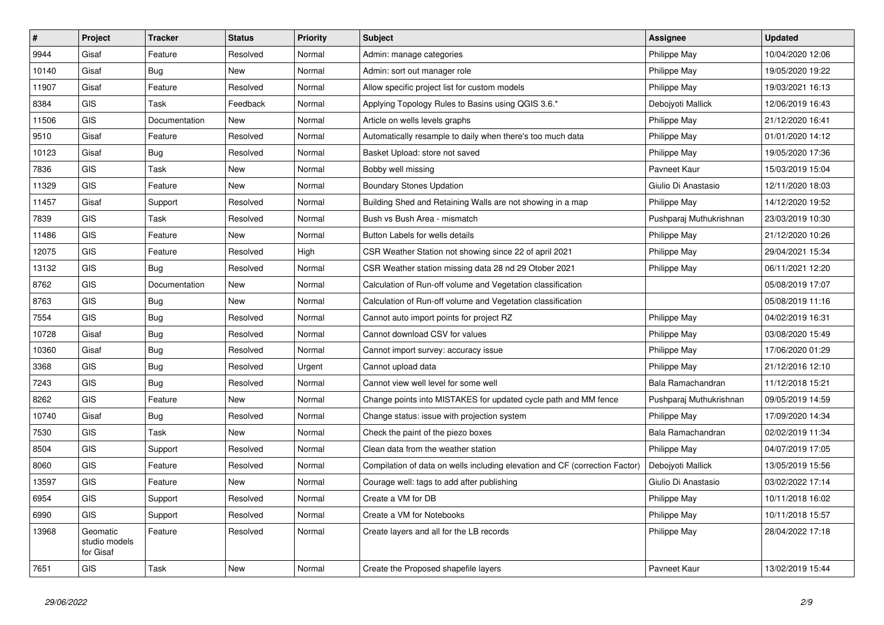| # | Project | Tracker | Status | Priority | Subject | Assignee | Updated |
|---|---|---|---|---|---|---|---|
| 9944 | Gisaf | Feature | Resolved | Normal | Admin: manage categories | Philippe May | 10/04/2020 12:06 |
| 10140 | Gisaf | Bug | New | Normal | Admin: sort out manager role | Philippe May | 19/05/2020 19:22 |
| 11907 | Gisaf | Feature | Resolved | Normal | Allow specific project list for custom models | Philippe May | 19/03/2021 16:13 |
| 8384 | GIS | Task | Feedback | Normal | Applying Topology Rules to Basins using QGIS 3.6.* | Debojyoti Mallick | 12/06/2019 16:43 |
| 11506 | GIS | Documentation | New | Normal | Article on wells levels graphs | Philippe May | 21/12/2020 16:41 |
| 9510 | Gisaf | Feature | Resolved | Normal | Automatically resample to daily when there's too much data | Philippe May | 01/01/2020 14:12 |
| 10123 | Gisaf | Bug | Resolved | Normal | Basket Upload: store not saved | Philippe May | 19/05/2020 17:36 |
| 7836 | GIS | Task | New | Normal | Bobby well missing | Pavneet Kaur | 15/03/2019 15:04 |
| 11329 | GIS | Feature | New | Normal | Boundary Stones Updation | Giulio Di Anastasio | 12/11/2020 18:03 |
| 11457 | Gisaf | Support | Resolved | Normal | Building Shed and Retaining Walls are not showing in a map | Philippe May | 14/12/2020 19:52 |
| 7839 | GIS | Task | Resolved | Normal | Bush vs Bush Area - mismatch | Pushparaj Muthukrishnan | 23/03/2019 10:30 |
| 11486 | GIS | Feature | New | Normal | Button Labels for wells details | Philippe May | 21/12/2020 10:26 |
| 12075 | GIS | Feature | Resolved | High | CSR Weather Station not showing since 22 of april 2021 | Philippe May | 29/04/2021 15:34 |
| 13132 | GIS | Bug | Resolved | Normal | CSR Weather station missing data 28 nd 29 Otober 2021 | Philippe May | 06/11/2021 12:20 |
| 8762 | GIS | Documentation | New | Normal | Calculation of Run-off volume and Vegetation classification | | 05/08/2019 17:07 |
| 8763 | GIS | Bug | New | Normal | Calculation of Run-off volume and Vegetation classification | | 05/08/2019 11:16 |
| 7554 | GIS | Bug | Resolved | Normal | Cannot auto import points for project RZ | Philippe May | 04/02/2019 16:31 |
| 10728 | Gisaf | Bug | Resolved | Normal | Cannot download CSV for values | Philippe May | 03/08/2020 15:49 |
| 10360 | Gisaf | Bug | Resolved | Normal | Cannot import survey: accuracy issue | Philippe May | 17/06/2020 01:29 |
| 3368 | GIS | Bug | Resolved | Urgent | Cannot upload data | Philippe May | 21/12/2016 12:10 |
| 7243 | GIS | Bug | Resolved | Normal | Cannot view well level for some well | Bala Ramachandran | 11/12/2018 15:21 |
| 8262 | GIS | Feature | New | Normal | Change points into MISTAKES for updated cycle path and MM fence | Pushparaj Muthukrishnan | 09/05/2019 14:59 |
| 10740 | Gisaf | Bug | Resolved | Normal | Change status: issue with projection system | Philippe May | 17/09/2020 14:34 |
| 7530 | GIS | Task | New | Normal | Check the paint of the piezo boxes | Bala Ramachandran | 02/02/2019 11:34 |
| 8504 | GIS | Support | Resolved | Normal | Clean data from the weather station | Philippe May | 04/07/2019 17:05 |
| 8060 | GIS | Feature | Resolved | Normal | Compilation of data on wells including elevation and CF (correction Factor) | Debojyoti Mallick | 13/05/2019 15:56 |
| 13597 | GIS | Feature | New | Normal | Courage well: tags to add after publishing | Giulio Di Anastasio | 03/02/2022 17:14 |
| 6954 | GIS | Support | Resolved | Normal | Create a VM for DB | Philippe May | 10/11/2018 16:02 |
| 6990 | GIS | Support | Resolved | Normal | Create a VM for Notebooks | Philippe May | 10/11/2018 15:57 |
| 13968 | Geomatic studio models for Gisaf | Feature | Resolved | Normal | Create layers and all for the LB records | Philippe May | 28/04/2022 17:18 |
| 7651 | GIS | Task | New | Normal | Create the Proposed shapefile layers | Pavneet Kaur | 13/02/2019 15:44 |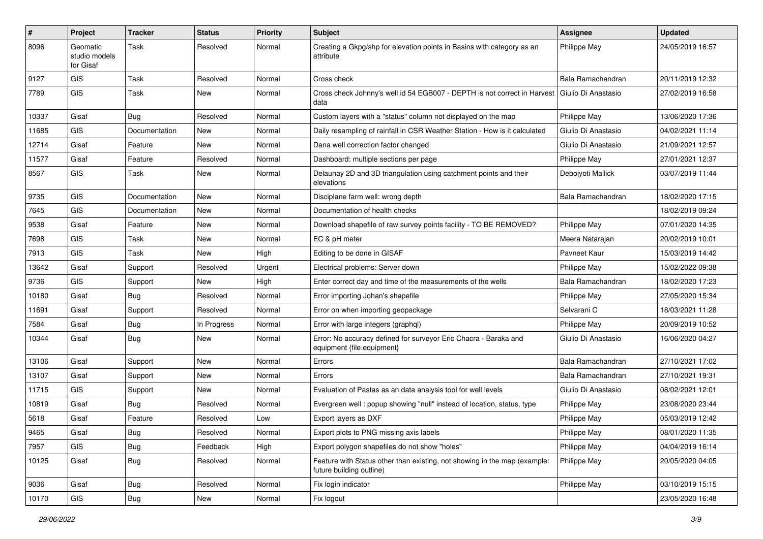| # | Project | Tracker | Status | Priority | Subject | Assignee | Updated |
| --- | --- | --- | --- | --- | --- | --- | --- |
| 8096 | Geomatic studio models for Gisaf | Task | Resolved | Normal | Creating a Gkpg/shp for elevation points in Basins with category as an attribute | Philippe May | 24/05/2019 16:57 |
| 9127 | GIS | Task | Resolved | Normal | Cross check | Bala Ramachandran | 20/11/2019 12:32 |
| 7789 | GIS | Task | New | Normal | Cross check Johnny's well id 54 EGB007 - DEPTH is not correct in Harvest data | Giulio Di Anastasio | 27/02/2019 16:58 |
| 10337 | Gisaf | Bug | Resolved | Normal | Custom layers with a "status" column not displayed on the map | Philippe May | 13/06/2020 17:36 |
| 11685 | GIS | Documentation | New | Normal | Daily resampling of rainfall in CSR Weather Station - How is it calculated | Giulio Di Anastasio | 04/02/2021 11:14 |
| 12714 | Gisaf | Feature | New | Normal | Dana well correction factor changed | Giulio Di Anastasio | 21/09/2021 12:57 |
| 11577 | Gisaf | Feature | Resolved | Normal | Dashboard: multiple sections per page | Philippe May | 27/01/2021 12:37 |
| 8567 | GIS | Task | New | Normal | Delaunay 2D and 3D triangulation using catchment points and their elevations | Debojyoti Mallick | 03/07/2019 11:44 |
| 9735 | GIS | Documentation | New | Normal | Disciplane farm well: wrong depth | Bala Ramachandran | 18/02/2020 17:15 |
| 7645 | GIS | Documentation | New | Normal | Documentation of health checks | | 18/02/2019 09:24 |
| 9538 | Gisaf | Feature | New | Normal | Download shapefile of raw survey points facility - TO BE REMOVED? | Philippe May | 07/01/2020 14:35 |
| 7698 | GIS | Task | New | Normal | EC & pH meter | Meera Natarajan | 20/02/2019 10:01 |
| 7913 | GIS | Task | New | High | Editing to be done in GISAF | Pavneet Kaur | 15/03/2019 14:42 |
| 13642 | Gisaf | Support | Resolved | Urgent | Electrical problems: Server down | Philippe May | 15/02/2022 09:38 |
| 9736 | GIS | Support | New | High | Enter correct day and time of the measurements of the wells | Bala Ramachandran | 18/02/2020 17:23 |
| 10180 | Gisaf | Bug | Resolved | Normal | Error importing Johan's shapefile | Philippe May | 27/05/2020 15:34 |
| 11691 | Gisaf | Support | Resolved | Normal | Error on when importing geopackage | Selvarani C | 18/03/2021 11:28 |
| 7584 | Gisaf | Bug | In Progress | Normal | Error with large integers (graphql) | Philippe May | 20/09/2019 10:52 |
| 10344 | Gisaf | Bug | New | Normal | Error: No accuracy defined for surveyor Eric Chacra - Baraka and equipment {file.equipment} | Giulio Di Anastasio | 16/06/2020 04:27 |
| 13106 | Gisaf | Support | New | Normal | Errors | Bala Ramachandran | 27/10/2021 17:02 |
| 13107 | Gisaf | Support | New | Normal | Errors | Bala Ramachandran | 27/10/2021 19:31 |
| 11715 | GIS | Support | New | Normal | Evaluation of Pastas as an data analysis tool for well levels | Giulio Di Anastasio | 08/02/2021 12:01 |
| 10819 | Gisaf | Bug | Resolved | Normal | Evergreen well : popup showing "null" instead of location, status, type | Philippe May | 23/08/2020 23:44 |
| 5618 | Gisaf | Feature | Resolved | Low | Export layers as DXF | Philippe May | 05/03/2019 12:42 |
| 9465 | Gisaf | Bug | Resolved | Normal | Export plots to PNG missing axis labels | Philippe May | 08/01/2020 11:35 |
| 7957 | GIS | Bug | Feedback | High | Export polygon shapefiles do not show "holes" | Philippe May | 04/04/2019 16:14 |
| 10125 | Gisaf | Bug | Resolved | Normal | Feature with Status other than existing, not showing in the map (example: future building outline) | Philippe May | 20/05/2020 04:05 |
| 9036 | Gisaf | Bug | Resolved | Normal | Fix login indicator | Philippe May | 03/10/2019 15:15 |
| 10170 | GIS | Bug | New | Normal | Fix logout | | 23/05/2020 16:48 |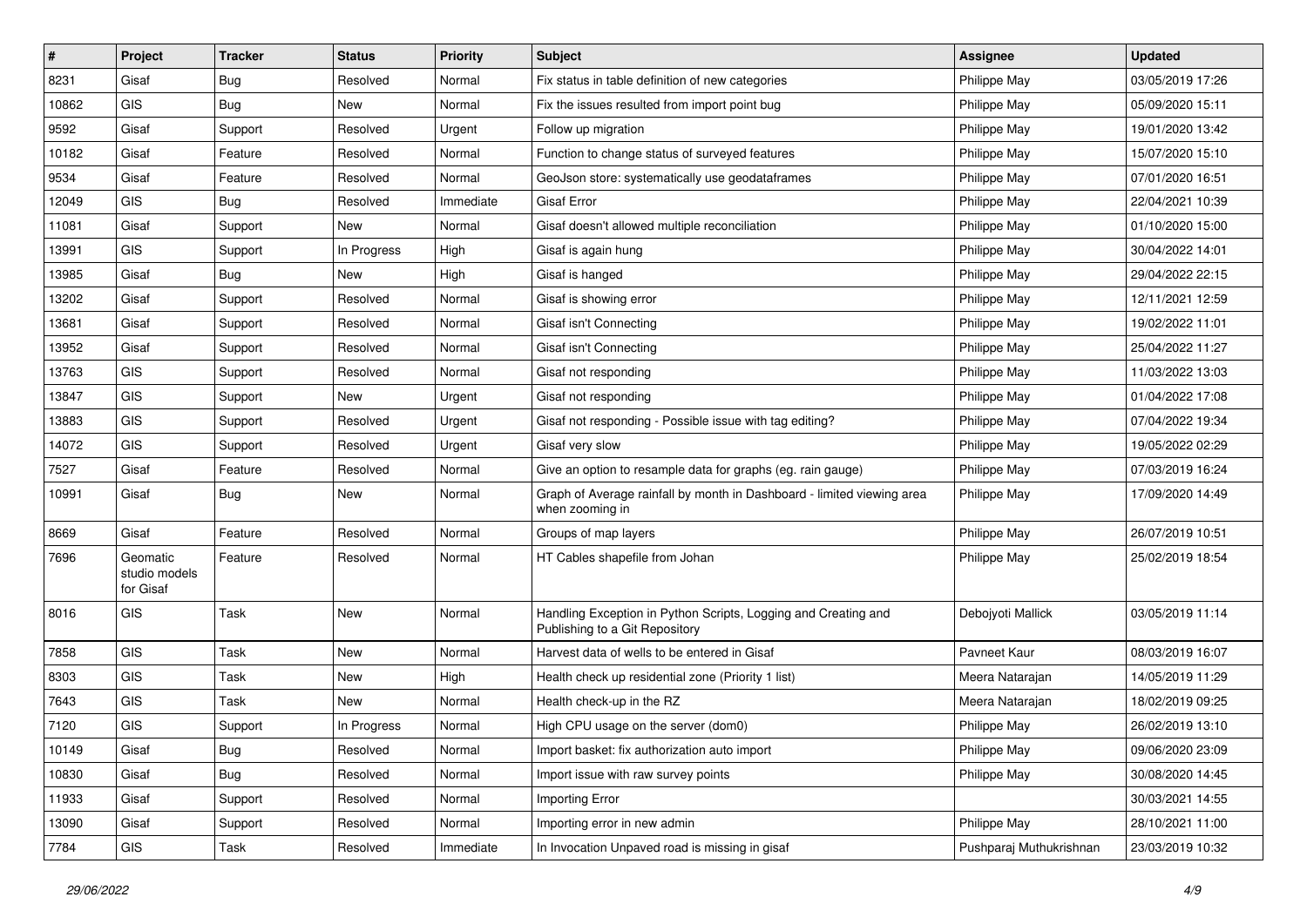| # | Project | Tracker | Status | Priority | Subject | Assignee | Updated |
|---|---|---|---|---|---|---|---|
| 8231 | Gisaf | Bug | Resolved | Normal | Fix status in table definition of new categories | Philippe May | 03/05/2019 17:26 |
| 10862 | GIS | Bug | New | Normal | Fix the issues resulted from import point bug | Philippe May | 05/09/2020 15:11 |
| 9592 | Gisaf | Support | Resolved | Urgent | Follow up migration | Philippe May | 19/01/2020 13:42 |
| 10182 | Gisaf | Feature | Resolved | Normal | Function to change status of surveyed features | Philippe May | 15/07/2020 15:10 |
| 9534 | Gisaf | Feature | Resolved | Normal | GeoJson store: systematically use geodataframes | Philippe May | 07/01/2020 16:51 |
| 12049 | GIS | Bug | Resolved | Immediate | Gisaf Error | Philippe May | 22/04/2021 10:39 |
| 11081 | Gisaf | Support | New | Normal | Gisaf doesn't allowed multiple reconciliation | Philippe May | 01/10/2020 15:00 |
| 13991 | GIS | Support | In Progress | High | Gisaf is again hung | Philippe May | 30/04/2022 14:01 |
| 13985 | Gisaf | Bug | New | High | Gisaf is hanged | Philippe May | 29/04/2022 22:15 |
| 13202 | Gisaf | Support | Resolved | Normal | Gisaf is showing error | Philippe May | 12/11/2021 12:59 |
| 13681 | Gisaf | Support | Resolved | Normal | Gisaf isn't Connecting | Philippe May | 19/02/2022 11:01 |
| 13952 | Gisaf | Support | Resolved | Normal | Gisaf isn't Connecting | Philippe May | 25/04/2022 11:27 |
| 13763 | GIS | Support | Resolved | Normal | Gisaf not responding | Philippe May | 11/03/2022 13:03 |
| 13847 | GIS | Support | New | Urgent | Gisaf not responding | Philippe May | 01/04/2022 17:08 |
| 13883 | GIS | Support | Resolved | Urgent | Gisaf not responding - Possible issue with tag editing? | Philippe May | 07/04/2022 19:34 |
| 14072 | GIS | Support | Resolved | Urgent | Gisaf very slow | Philippe May | 19/05/2022 02:29 |
| 7527 | Gisaf | Feature | Resolved | Normal | Give an option to resample data for graphs (eg. rain gauge) | Philippe May | 07/03/2019 16:24 |
| 10991 | Gisaf | Bug | New | Normal | Graph of Average rainfall by month in Dashboard - limited viewing area when zooming in | Philippe May | 17/09/2020 14:49 |
| 8669 | Gisaf | Feature | Resolved | Normal | Groups of map layers | Philippe May | 26/07/2019 10:51 |
| 7696 | Geomatic studio models for Gisaf | Feature | Resolved | Normal | HT Cables shapefile from Johan | Philippe May | 25/02/2019 18:54 |
| 8016 | GIS | Task | New | Normal | Handling Exception in Python Scripts, Logging and Creating and Publishing to a Git Repository | Debojyoti Mallick | 03/05/2019 11:14 |
| 7858 | GIS | Task | New | Normal | Harvest data of wells to be entered in Gisaf | Pavneet Kaur | 08/03/2019 16:07 |
| 8303 | GIS | Task | New | High | Health check up residential zone (Priority 1 list) | Meera Natarajan | 14/05/2019 11:29 |
| 7643 | GIS | Task | New | Normal | Health check-up in the RZ | Meera Natarajan | 18/02/2019 09:25 |
| 7120 | GIS | Support | In Progress | Normal | High CPU usage on the server (dom0) | Philippe May | 26/02/2019 13:10 |
| 10149 | Gisaf | Bug | Resolved | Normal | Import basket: fix authorization auto import | Philippe May | 09/06/2020 23:09 |
| 10830 | Gisaf | Bug | Resolved | Normal | Import issue with raw survey points | Philippe May | 30/08/2020 14:45 |
| 11933 | Gisaf | Support | Resolved | Normal | Importing Error | | 30/03/2021 14:55 |
| 13090 | Gisaf | Support | Resolved | Normal | Importing error in new admin | Philippe May | 28/10/2021 11:00 |
| 7784 | GIS | Task | Resolved | Immediate | In Invocation Unpaved road is missing in gisaf | Pushparaj Muthukrishnan | 23/03/2019 10:32 |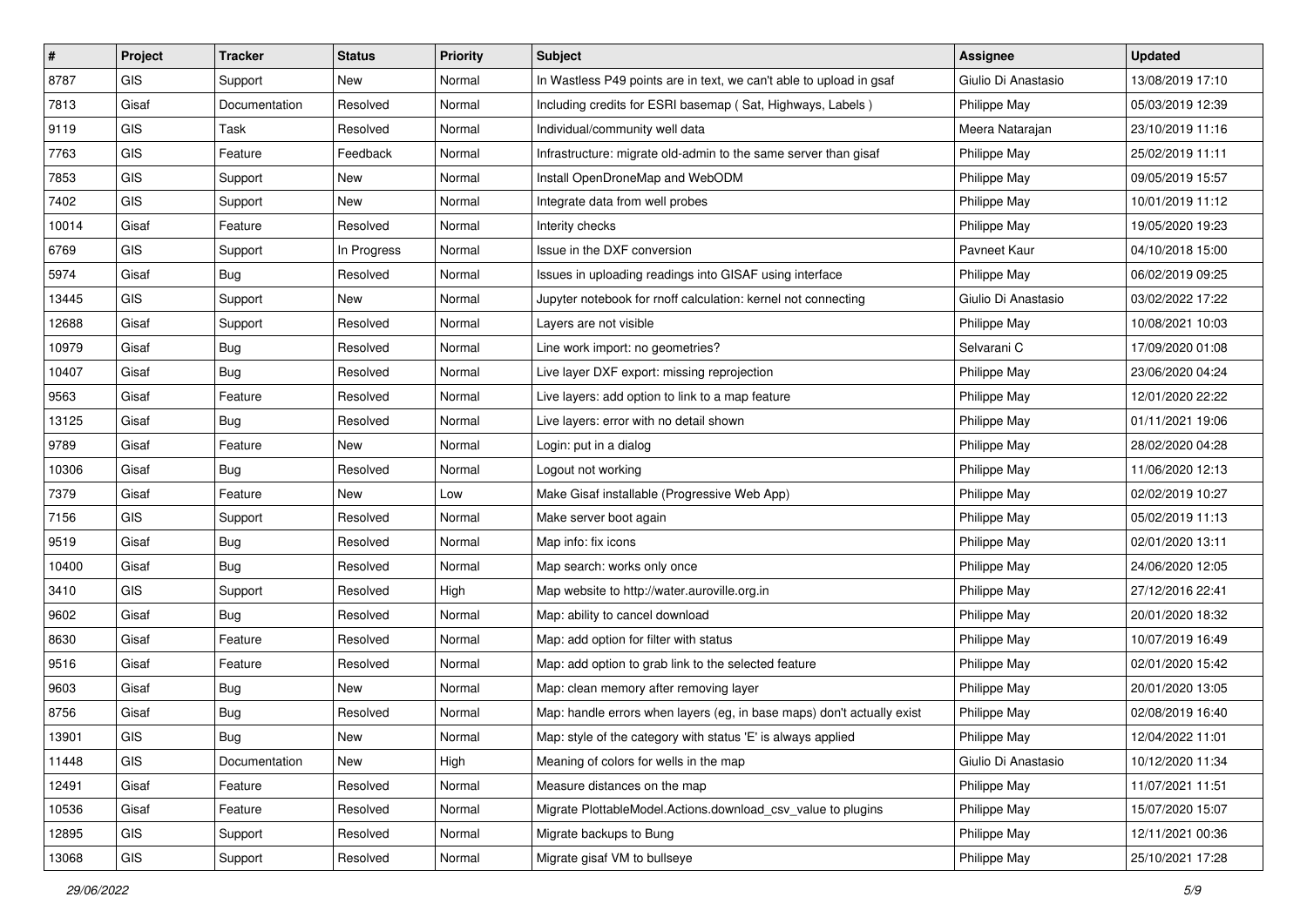| # | Project | Tracker | Status | Priority | Subject | Assignee | Updated |
|---|---|---|---|---|---|---|---|
| 8787 | GIS | Support | New | Normal | In Wastless P49 points are in text, we can't able to upload in gsaf | Giulio Di Anastasio | 13/08/2019 17:10 |
| 7813 | Gisaf | Documentation | Resolved | Normal | Including credits for ESRI basemap ( Sat, Highways, Labels ) | Philippe May | 05/03/2019 12:39 |
| 9119 | GIS | Task | Resolved | Normal | Individual/community well data | Meera Natarajan | 23/10/2019 11:16 |
| 7763 | GIS | Feature | Feedback | Normal | Infrastructure: migrate old-admin to the same server than gisaf | Philippe May | 25/02/2019 11:11 |
| 7853 | GIS | Support | New | Normal | Install OpenDroneMap and WebODM | Philippe May | 09/05/2019 15:57 |
| 7402 | GIS | Support | New | Normal | Integrate data from well probes | Philippe May | 10/01/2019 11:12 |
| 10014 | Gisaf | Feature | Resolved | Normal | Interity checks | Philippe May | 19/05/2020 19:23 |
| 6769 | GIS | Support | In Progress | Normal | Issue in the DXF conversion | Pavneet Kaur | 04/10/2018 15:00 |
| 5974 | Gisaf | Bug | Resolved | Normal | Issues in uploading readings into GISAF using interface | Philippe May | 06/02/2019 09:25 |
| 13445 | GIS | Support | New | Normal | Jupyter notebook for rnoff calculation: kernel not connecting | Giulio Di Anastasio | 03/02/2022 17:22 |
| 12688 | Gisaf | Support | Resolved | Normal | Layers are not visible | Philippe May | 10/08/2021 10:03 |
| 10979 | Gisaf | Bug | Resolved | Normal | Line work import: no geometries? | Selvarani C | 17/09/2020 01:08 |
| 10407 | Gisaf | Bug | Resolved | Normal | Live layer DXF export: missing reprojection | Philippe May | 23/06/2020 04:24 |
| 9563 | Gisaf | Feature | Resolved | Normal | Live layers: add option to link to a map feature | Philippe May | 12/01/2020 22:22 |
| 13125 | Gisaf | Bug | Resolved | Normal | Live layers: error with no detail shown | Philippe May | 01/11/2021 19:06 |
| 9789 | Gisaf | Feature | New | Normal | Login: put in a dialog | Philippe May | 28/02/2020 04:28 |
| 10306 | Gisaf | Bug | Resolved | Normal | Logout not working | Philippe May | 11/06/2020 12:13 |
| 7379 | Gisaf | Feature | New | Low | Make Gisaf installable (Progressive Web App) | Philippe May | 02/02/2019 10:27 |
| 7156 | GIS | Support | Resolved | Normal | Make server boot again | Philippe May | 05/02/2019 11:13 |
| 9519 | Gisaf | Bug | Resolved | Normal | Map info: fix icons | Philippe May | 02/01/2020 13:11 |
| 10400 | Gisaf | Bug | Resolved | Normal | Map search: works only once | Philippe May | 24/06/2020 12:05 |
| 3410 | GIS | Support | Resolved | High | Map website to http://water.auroville.org.in | Philippe May | 27/12/2016 22:41 |
| 9602 | Gisaf | Bug | Resolved | Normal | Map: ability to cancel download | Philippe May | 20/01/2020 18:32 |
| 8630 | Gisaf | Feature | Resolved | Normal | Map: add option for filter with status | Philippe May | 10/07/2019 16:49 |
| 9516 | Gisaf | Feature | Resolved | Normal | Map: add option to grab link to the selected feature | Philippe May | 02/01/2020 15:42 |
| 9603 | Gisaf | Bug | New | Normal | Map: clean memory after removing layer | Philippe May | 20/01/2020 13:05 |
| 8756 | Gisaf | Bug | Resolved | Normal | Map: handle errors when layers (eg, in base maps) don't actually exist | Philippe May | 02/08/2019 16:40 |
| 13901 | GIS | Bug | New | Normal | Map: style of the category with status 'E' is always applied | Philippe May | 12/04/2022 11:01 |
| 11448 | GIS | Documentation | New | High | Meaning of colors for wells in the map | Giulio Di Anastasio | 10/12/2020 11:34 |
| 12491 | Gisaf | Feature | Resolved | Normal | Measure distances on the map | Philippe May | 11/07/2021 11:51 |
| 10536 | Gisaf | Feature | Resolved | Normal | Migrate PlottableModel.Actions.download_csv_value to plugins | Philippe May | 15/07/2020 15:07 |
| 12895 | GIS | Support | Resolved | Normal | Migrate backups to Bung | Philippe May | 12/11/2021 00:36 |
| 13068 | GIS | Support | Resolved | Normal | Migrate gisaf VM to bullseye | Philippe May | 25/10/2021 17:28 |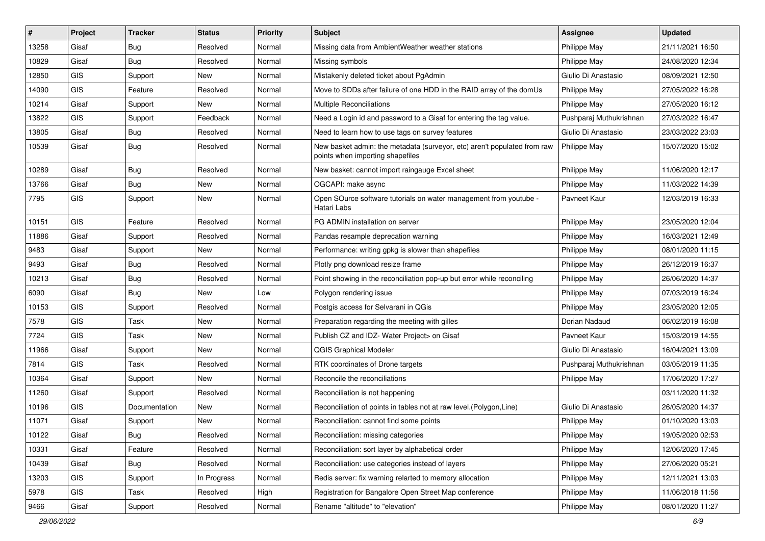| # | Project | Tracker | Status | Priority | Subject | Assignee | Updated |
|---|---|---|---|---|---|---|---|
| 13258 | Gisaf | Bug | Resolved | Normal | Missing data from AmbientWeather weather stations | Philippe May | 21/11/2021 16:50 |
| 10829 | Gisaf | Bug | Resolved | Normal | Missing symbols | Philippe May | 24/08/2020 12:34 |
| 12850 | GIS | Support | New | Normal | Mistakenly deleted ticket about PgAdmin | Giulio Di Anastasio | 08/09/2021 12:50 |
| 14090 | GIS | Feature | Resolved | Normal | Move to SDDs after failure of one HDD in the RAID array of the domUs | Philippe May | 27/05/2022 16:28 |
| 10214 | Gisaf | Support | New | Normal | Multiple Reconciliations | Philippe May | 27/05/2020 16:12 |
| 13822 | GIS | Support | Feedback | Normal | Need a Login id and password to a Gisaf for entering the tag value. | Pushparaj Muthukrishnan | 27/03/2022 16:47 |
| 13805 | Gisaf | Bug | Resolved | Normal | Need to learn how to use tags on survey features | Giulio Di Anastasio | 23/03/2022 23:03 |
| 10539 | Gisaf | Bug | Resolved | Normal | New basket admin: the metadata (surveyor, etc) aren't populated from raw points when importing shapefiles | Philippe May | 15/07/2020 15:02 |
| 10289 | Gisaf | Bug | Resolved | Normal | New basket: cannot import raingauge Excel sheet | Philippe May | 11/06/2020 12:17 |
| 13766 | Gisaf | Bug | New | Normal | OGCAPI: make async | Philippe May | 11/03/2022 14:39 |
| 7795 | GIS | Support | New | Normal | Open SOurce software tutorials on water management from youtube - Hatari Labs | Pavneet Kaur | 12/03/2019 16:33 |
| 10151 | GIS | Feature | Resolved | Normal | PG ADMIN installation on server | Philippe May | 23/05/2020 12:04 |
| 11886 | Gisaf | Support | Resolved | Normal | Pandas resample deprecation warning | Philippe May | 16/03/2021 12:49 |
| 9483 | Gisaf | Support | New | Normal | Performance: writing gpkg is slower than shapefiles | Philippe May | 08/01/2020 11:15 |
| 9493 | Gisaf | Bug | Resolved | Normal | Plotly png download resize frame | Philippe May | 26/12/2019 16:37 |
| 10213 | Gisaf | Bug | Resolved | Normal | Point showing in the reconciliation pop-up but error while reconciling | Philippe May | 26/06/2020 14:37 |
| 6090 | Gisaf | Bug | New | Low | Polygon rendering issue | Philippe May | 07/03/2019 16:24 |
| 10153 | GIS | Support | Resolved | Normal | Postgis access for Selvarani in QGis | Philippe May | 23/05/2020 12:05 |
| 7578 | GIS | Task | New | Normal | Preparation regarding the meeting with gilles | Dorian Nadaud | 06/02/2019 16:08 |
| 7724 | GIS | Task | New | Normal | Publish CZ and IDZ- Water Project> on Gisaf | Pavneet Kaur | 15/03/2019 14:55 |
| 11966 | Gisaf | Support | New | Normal | QGIS Graphical Modeler | Giulio Di Anastasio | 16/04/2021 13:09 |
| 7814 | GIS | Task | Resolved | Normal | RTK coordinates of Drone targets | Pushparaj Muthukrishnan | 03/05/2019 11:35 |
| 10364 | Gisaf | Support | New | Normal | Reconcile the reconciliations | Philippe May | 17/06/2020 17:27 |
| 11260 | Gisaf | Support | Resolved | Normal | Reconciliation is not happening | | 03/11/2020 11:32 |
| 10196 | GIS | Documentation | New | Normal | Reconciliation of points in tables not at raw level.(Polygon,Line) | Giulio Di Anastasio | 26/05/2020 14:37 |
| 11071 | Gisaf | Support | New | Normal | Reconciliation: cannot find some points | Philippe May | 01/10/2020 13:03 |
| 10122 | Gisaf | Bug | Resolved | Normal | Reconciliation: missing categories | Philippe May | 19/05/2020 02:53 |
| 10331 | Gisaf | Feature | Resolved | Normal | Reconciliation: sort layer by alphabetical order | Philippe May | 12/06/2020 17:45 |
| 10439 | Gisaf | Bug | Resolved | Normal | Reconciliation: use categories instead of layers | Philippe May | 27/06/2020 05:21 |
| 13203 | GIS | Support | In Progress | Normal | Redis server: fix warning relarted to memory allocation | Philippe May | 12/11/2021 13:03 |
| 5978 | GIS | Task | Resolved | High | Registration for Bangalore Open Street Map conference | Philippe May | 11/06/2018 11:56 |
| 9466 | Gisaf | Support | Resolved | Normal | Rename "altitude" to "elevation" | Philippe May | 08/01/2020 11:27 |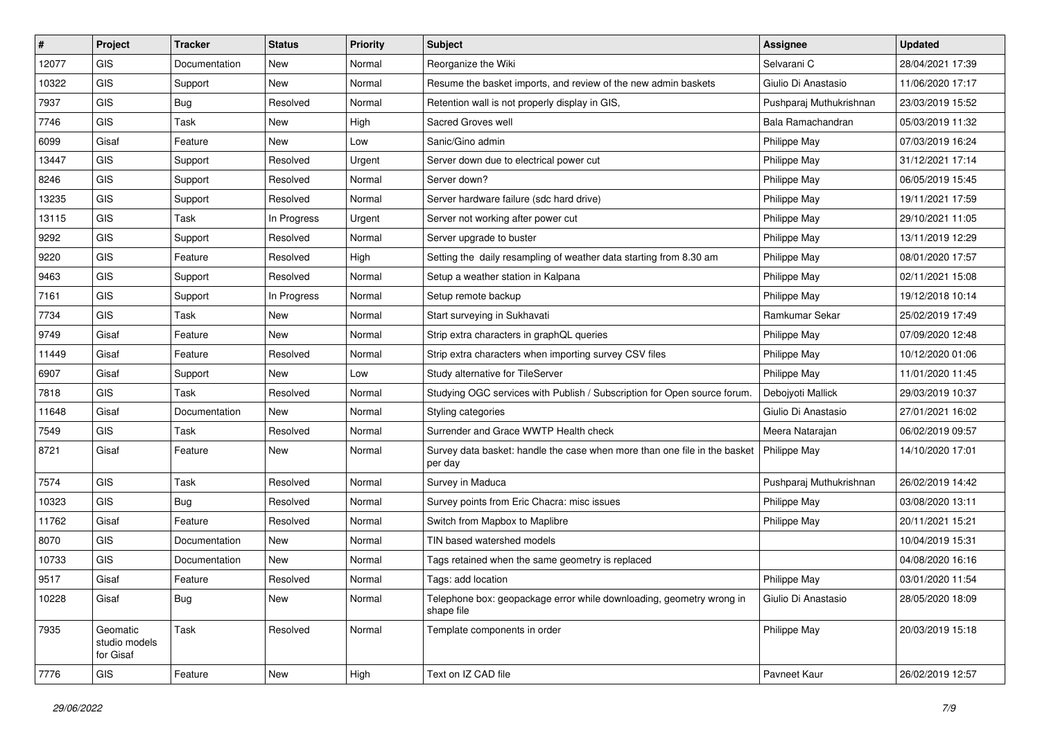| # | Project | Tracker | Status | Priority | Subject | Assignee | Updated |
|---|---|---|---|---|---|---|---|
| 12077 | GIS | Documentation | New | Normal | Reorganize the Wiki | Selvarani C | 28/04/2021 17:39 |
| 10322 | GIS | Support | New | Normal | Resume the basket imports, and review of the new admin baskets | Giulio Di Anastasio | 11/06/2020 17:17 |
| 7937 | GIS | Bug | Resolved | Normal | Retention wall is not properly display in GIS, | Pushparaj Muthukrishnan | 23/03/2019 15:52 |
| 7746 | GIS | Task | New | High | Sacred Groves well | Bala Ramachandran | 05/03/2019 11:32 |
| 6099 | Gisaf | Feature | New | Low | Sanic/Gino admin | Philippe May | 07/03/2019 16:24 |
| 13447 | GIS | Support | Resolved | Urgent | Server down due to electrical power cut | Philippe May | 31/12/2021 17:14 |
| 8246 | GIS | Support | Resolved | Normal | Server down? | Philippe May | 06/05/2019 15:45 |
| 13235 | GIS | Support | Resolved | Normal | Server hardware failure (sdc hard drive) | Philippe May | 19/11/2021 17:59 |
| 13115 | GIS | Task | In Progress | Urgent | Server not working after power cut | Philippe May | 29/10/2021 11:05 |
| 9292 | GIS | Support | Resolved | Normal | Server upgrade to buster | Philippe May | 13/11/2019 12:29 |
| 9220 | GIS | Feature | Resolved | High | Setting the daily resampling of weather data starting from 8.30 am | Philippe May | 08/01/2020 17:57 |
| 9463 | GIS | Support | Resolved | Normal | Setup a weather station in Kalpana | Philippe May | 02/11/2021 15:08 |
| 7161 | GIS | Support | In Progress | Normal | Setup remote backup | Philippe May | 19/12/2018 10:14 |
| 7734 | GIS | Task | New | Normal | Start surveying in Sukhavati | Ramkumar Sekar | 25/02/2019 17:49 |
| 9749 | Gisaf | Feature | New | Normal | Strip extra characters in graphQL queries | Philippe May | 07/09/2020 12:48 |
| 11449 | Gisaf | Feature | Resolved | Normal | Strip extra characters when importing survey CSV files | Philippe May | 10/12/2020 01:06 |
| 6907 | Gisaf | Support | New | Low | Study alternative for TileServer | Philippe May | 11/01/2020 11:45 |
| 7818 | GIS | Task | Resolved | Normal | Studying OGC services with Publish / Subscription for Open source forum. | Debojyoti Mallick | 29/03/2019 10:37 |
| 11648 | Gisaf | Documentation | New | Normal | Styling categories | Giulio Di Anastasio | 27/01/2021 16:02 |
| 7549 | GIS | Task | Resolved | Normal | Surrender and Grace WWTP Health check | Meera Natarajan | 06/02/2019 09:57 |
| 8721 | Gisaf | Feature | New | Normal | Survey data basket: handle the case when more than one file in the basket per day | Philippe May | 14/10/2020 17:01 |
| 7574 | GIS | Task | Resolved | Normal | Survey in Maduca | Pushparaj Muthukrishnan | 26/02/2019 14:42 |
| 10323 | GIS | Bug | Resolved | Normal | Survey points from Eric Chacra: misc issues | Philippe May | 03/08/2020 13:11 |
| 11762 | Gisaf | Feature | Resolved | Normal | Switch from Mapbox to Maplibre | Philippe May | 20/11/2021 15:21 |
| 8070 | GIS | Documentation | New | Normal | TIN based watershed models | | 10/04/2019 15:31 |
| 10733 | GIS | Documentation | New | Normal | Tags retained when the same geometry is replaced | | 04/08/2020 16:16 |
| 9517 | Gisaf | Feature | Resolved | Normal | Tags: add location | Philippe May | 03/01/2020 11:54 |
| 10228 | Gisaf | Bug | New | Normal | Telephone box: geopackage error while downloading, geometry wrong in shape file | Giulio Di Anastasio | 28/05/2020 18:09 |
| 7935 | Geomatic studio models for Gisaf | Task | Resolved | Normal | Template components in order | Philippe May | 20/03/2019 15:18 |
| 7776 | GIS | Feature | New | High | Text on IZ CAD file | Pavneet Kaur | 26/02/2019 12:57 |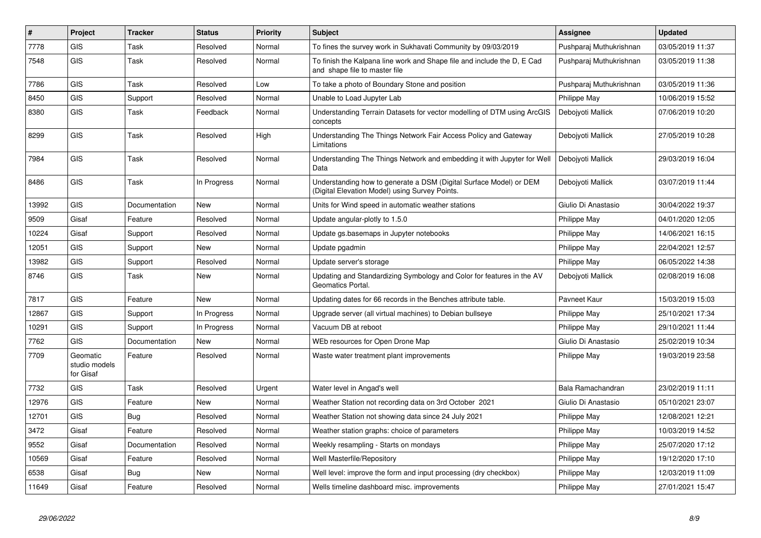| # | Project | Tracker | Status | Priority | Subject | Assignee | Updated |
|---|---|---|---|---|---|---|---|
| 7778 | GIS | Task | Resolved | Normal | To fines the survey work in Sukhavati Community by 09/03/2019 | Pushparaj Muthukrishnan | 03/05/2019 11:37 |
| 7548 | GIS | Task | Resolved | Normal | To finish the Kalpana line work and Shape file and include the D, E Cad and shape file to master file | Pushparaj Muthukrishnan | 03/05/2019 11:38 |
| 7786 | GIS | Task | Resolved | Low | To take a photo of Boundary Stone and position | Pushparaj Muthukrishnan | 03/05/2019 11:36 |
| 8450 | GIS | Support | Resolved | Normal | Unable to Load Jupyter Lab | Philippe May | 10/06/2019 15:52 |
| 8380 | GIS | Task | Feedback | Normal | Understanding Terrain Datasets for vector modelling of DTM using ArcGIS concepts | Debojyoti Mallick | 07/06/2019 10:20 |
| 8299 | GIS | Task | Resolved | High | Understanding The Things Network Fair Access Policy and Gateway Limitations | Debojyoti Mallick | 27/05/2019 10:28 |
| 7984 | GIS | Task | Resolved | Normal | Understanding The Things Network and embedding it with Jupyter for Well Data | Debojyoti Mallick | 29/03/2019 16:04 |
| 8486 | GIS | Task | In Progress | Normal | Understanding how to generate a DSM (Digital Surface Model) or DEM (Digital Elevation Model) using Survey Points. | Debojyoti Mallick | 03/07/2019 11:44 |
| 13992 | GIS | Documentation | New | Normal | Units for Wind speed in automatic weather stations | Giulio Di Anastasio | 30/04/2022 19:37 |
| 9509 | Gisaf | Feature | Resolved | Normal | Update angular-plotly to 1.5.0 | Philippe May | 04/01/2020 12:05 |
| 10224 | Gisaf | Support | Resolved | Normal | Update gs.basemaps in Jupyter notebooks | Philippe May | 14/06/2021 16:15 |
| 12051 | GIS | Support | New | Normal | Update pgadmin | Philippe May | 22/04/2021 12:57 |
| 13982 | GIS | Support | Resolved | Normal | Update server's storage | Philippe May | 06/05/2022 14:38 |
| 8746 | GIS | Task | New | Normal | Updating and Standardizing Symbology and Color for features in the AV Geomatics Portal. | Debojyoti Mallick | 02/08/2019 16:08 |
| 7817 | GIS | Feature | New | Normal | Updating dates for 66 records in the Benches attribute table. | Pavneet Kaur | 15/03/2019 15:03 |
| 12867 | GIS | Support | In Progress | Normal | Upgrade server (all virtual machines) to Debian bullseye | Philippe May | 25/10/2021 17:34 |
| 10291 | GIS | Support | In Progress | Normal | Vacuum DB at reboot | Philippe May | 29/10/2021 11:44 |
| 7762 | GIS | Documentation | New | Normal | WEb resources for Open Drone Map | Giulio Di Anastasio | 25/02/2019 10:34 |
| 7709 | Geomatic studio models for Gisaf | Feature | Resolved | Normal | Waste water treatment plant improvements | Philippe May | 19/03/2019 23:58 |
| 7732 | GIS | Task | Resolved | Urgent | Water level in Angad's well | Bala Ramachandran | 23/02/2019 11:11 |
| 12976 | GIS | Feature | New | Normal | Weather Station not recording data on 3rd October 2021 | Giulio Di Anastasio | 05/10/2021 23:07 |
| 12701 | GIS | Bug | Resolved | Normal | Weather Station not showing data since 24 July 2021 | Philippe May | 12/08/2021 12:21 |
| 3472 | Gisaf | Feature | Resolved | Normal | Weather station graphs: choice of parameters | Philippe May | 10/03/2019 14:52 |
| 9552 | Gisaf | Documentation | Resolved | Normal | Weekly resampling - Starts on mondays | Philippe May | 25/07/2020 17:12 |
| 10569 | Gisaf | Feature | Resolved | Normal | Well Masterfile/Repository | Philippe May | 19/12/2020 17:10 |
| 6538 | Gisaf | Bug | New | Normal | Well level: improve the form and input processing (dry checkbox) | Philippe May | 12/03/2019 11:09 |
| 11649 | Gisaf | Feature | Resolved | Normal | Wells timeline dashboard misc. improvements | Philippe May | 27/01/2021 15:47 |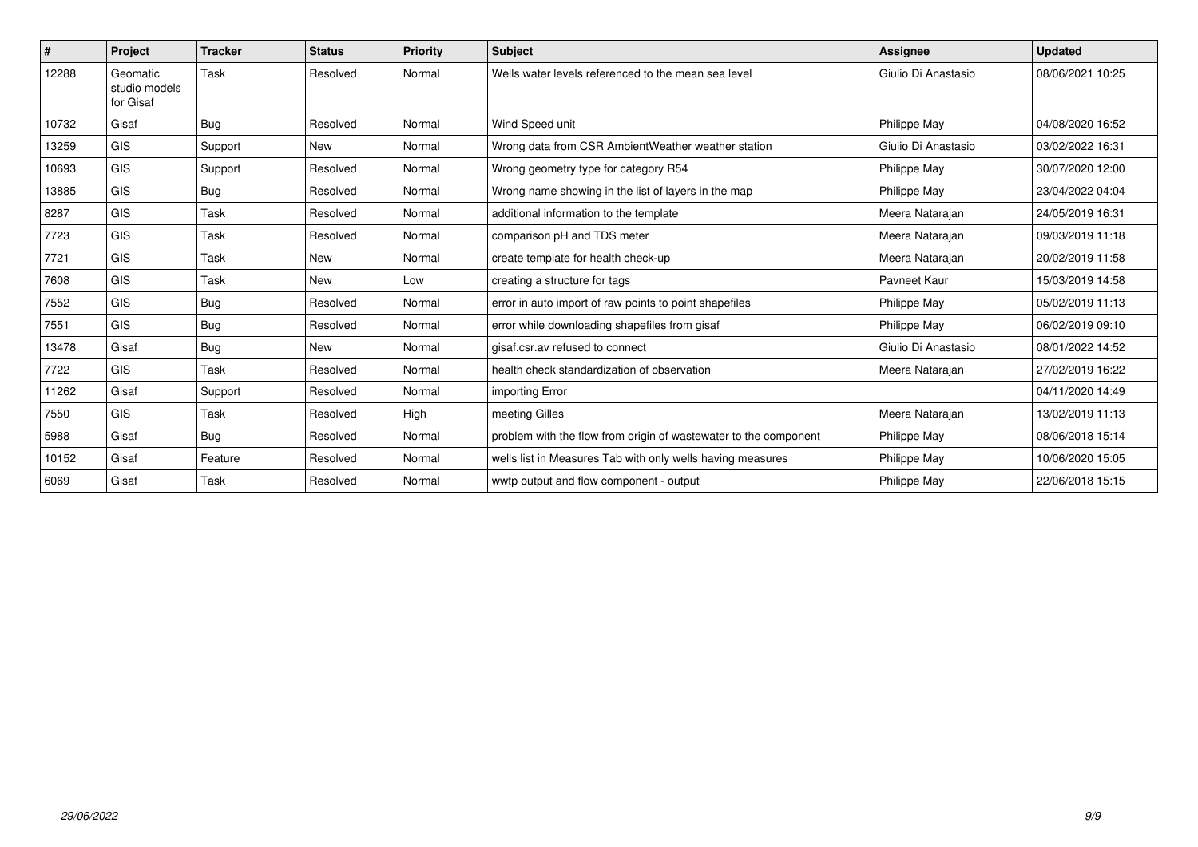| # | Project | Tracker | Status | Priority | Subject | Assignee | Updated |
|---|---|---|---|---|---|---|---|
| 12288 | Geomatic studio models for Gisaf | Task | Resolved | Normal | Wells water levels referenced to the mean sea level | Giulio Di Anastasio | 08/06/2021 10:25 |
| 10732 | Gisaf | Bug | Resolved | Normal | Wind Speed unit | Philippe May | 04/08/2020 16:52 |
| 13259 | GIS | Support | New | Normal | Wrong data from CSR AmbientWeather weather station | Giulio Di Anastasio | 03/02/2022 16:31 |
| 10693 | GIS | Support | Resolved | Normal | Wrong geometry type for category R54 | Philippe May | 30/07/2020 12:00 |
| 13885 | GIS | Bug | Resolved | Normal | Wrong name showing in the list of layers in the map | Philippe May | 23/04/2022 04:04 |
| 8287 | GIS | Task | Resolved | Normal | additional information to the template | Meera Natarajan | 24/05/2019 16:31 |
| 7723 | GIS | Task | Resolved | Normal | comparison pH and TDS meter | Meera Natarajan | 09/03/2019 11:18 |
| 7721 | GIS | Task | New | Normal | create template for health check-up | Meera Natarajan | 20/02/2019 11:58 |
| 7608 | GIS | Task | New | Low | creating a structure for tags | Pavneet Kaur | 15/03/2019 14:58 |
| 7552 | GIS | Bug | Resolved | Normal | error in auto import of raw points to point shapefiles | Philippe May | 05/02/2019 11:13 |
| 7551 | GIS | Bug | Resolved | Normal | error while downloading shapefiles from gisaf | Philippe May | 06/02/2019 09:10 |
| 13478 | Gisaf | Bug | New | Normal | gisaf.csr.av refused to connect | Giulio Di Anastasio | 08/01/2022 14:52 |
| 7722 | GIS | Task | Resolved | Normal | health check standardization of observation | Meera Natarajan | 27/02/2019 16:22 |
| 11262 | Gisaf | Support | Resolved | Normal | importing Error | | 04/11/2020 14:49 |
| 7550 | GIS | Task | Resolved | High | meeting Gilles | Meera Natarajan | 13/02/2019 11:13 |
| 5988 | Gisaf | Bug | Resolved | Normal | problem with the flow from origin of wastewater to the component | Philippe May | 08/06/2018 15:14 |
| 10152 | Gisaf | Feature | Resolved | Normal | wells list in Measures Tab with only wells having measures | Philippe May | 10/06/2020 15:05 |
| 6069 | Gisaf | Task | Resolved | Normal | wwtp output and flow component - output | Philippe May | 22/06/2018 15:15 |